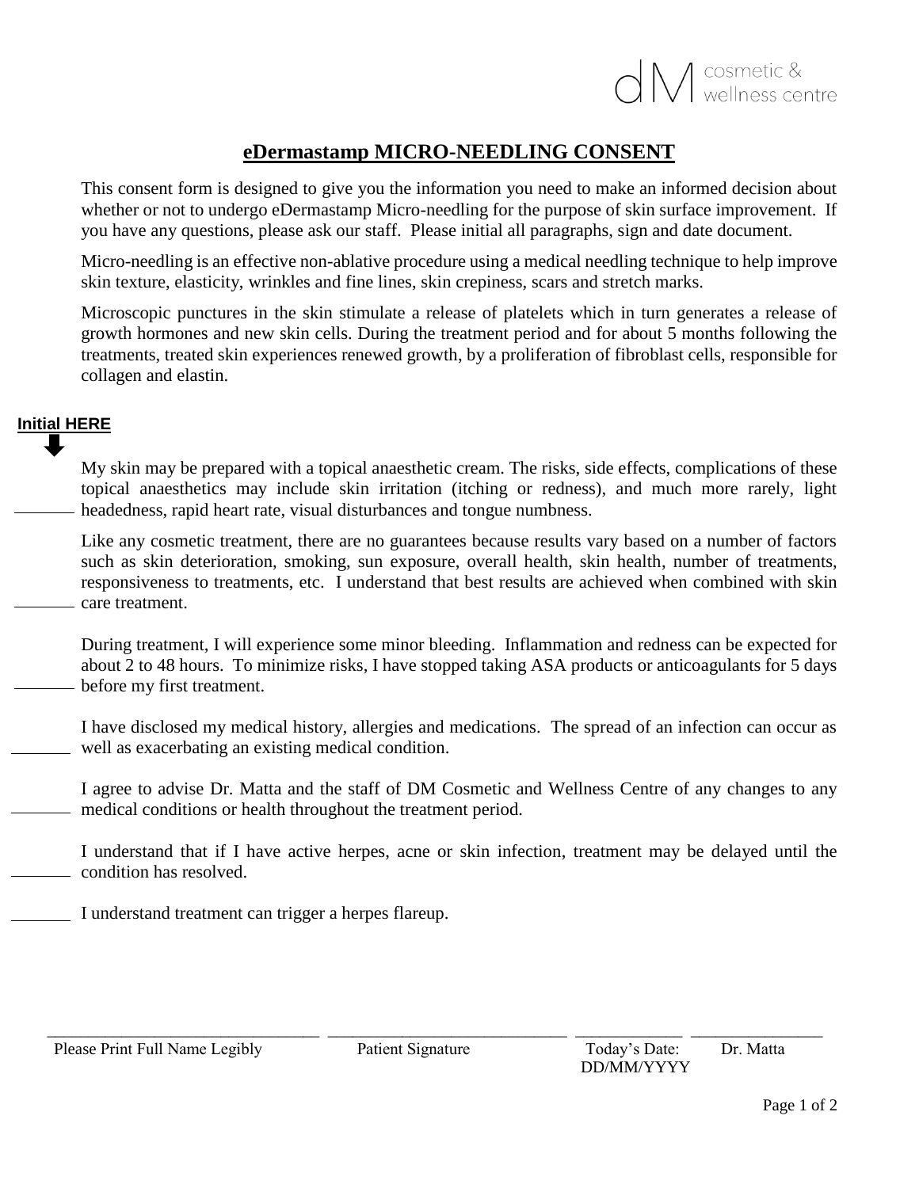dM cosmetic & wellness centre

# eDermastamp MICRO-NEEDLING CONSENT

This consent form is designed to give you the information you need to make an informed decision about whether or not to undergo eDermastamp Micro-needling for the purpose of skin surface improvement. If you have any questions, please ask our staff. Please initial all paragraphs, sign and date document.

Micro-needling is an effective non-ablative procedure using a medical needling technique to help improve skin texture, elasticity, wrinkles and fine lines, skin crepiness, scars and stretch marks.

Microscopic punctures in the skin stimulate a release of platelets which in turn generates a release of growth hormones and new skin cells. During the treatment period and for about 5 months following the treatments, treated skin experiences renewed growth, by a proliferation of fibroblast cells, responsible for collagen and elastin.

**Initial HERE**

_______ My skin may be prepared with a topical anaesthetic cream. The risks, side effects, complications of these topical anaesthetics may include skin irritation (itching or redness), and much more rarely, light headedness, rapid heart rate, visual disturbances and tongue numbness.

_______ Like any cosmetic treatment, there are no guarantees because results vary based on a number of factors such as skin deterioration, smoking, sun exposure, overall health, skin health, number of treatments, responsiveness to treatments, etc. I understand that best results are achieved when combined with skin care treatment.

_______ During treatment, I will experience some minor bleeding. Inflammation and redness can be expected for about 2 to 48 hours. To minimize risks, I have stopped taking ASA products or anticoagulants for 5 days before my first treatment.

_______ I have disclosed my medical history, allergies and medications. The spread of an infection can occur as well as exacerbating an existing medical condition.

_______ I agree to advise Dr. Matta and the staff of DM Cosmetic and Wellness Centre of any changes to any medical conditions or health throughout the treatment period.

_______ I understand that if I have active herpes, acne or skin infection, treatment may be delayed until the condition has resolved.

_______ I understand treatment can trigger a herpes flareup.

| ________________________ | ________________________ | ______________ | ______________ |
|---|---|---|---|
| Please Print Full Name Legibly | Patient Signature | Today's Date: DD/MM/YYYY | Dr. Matta |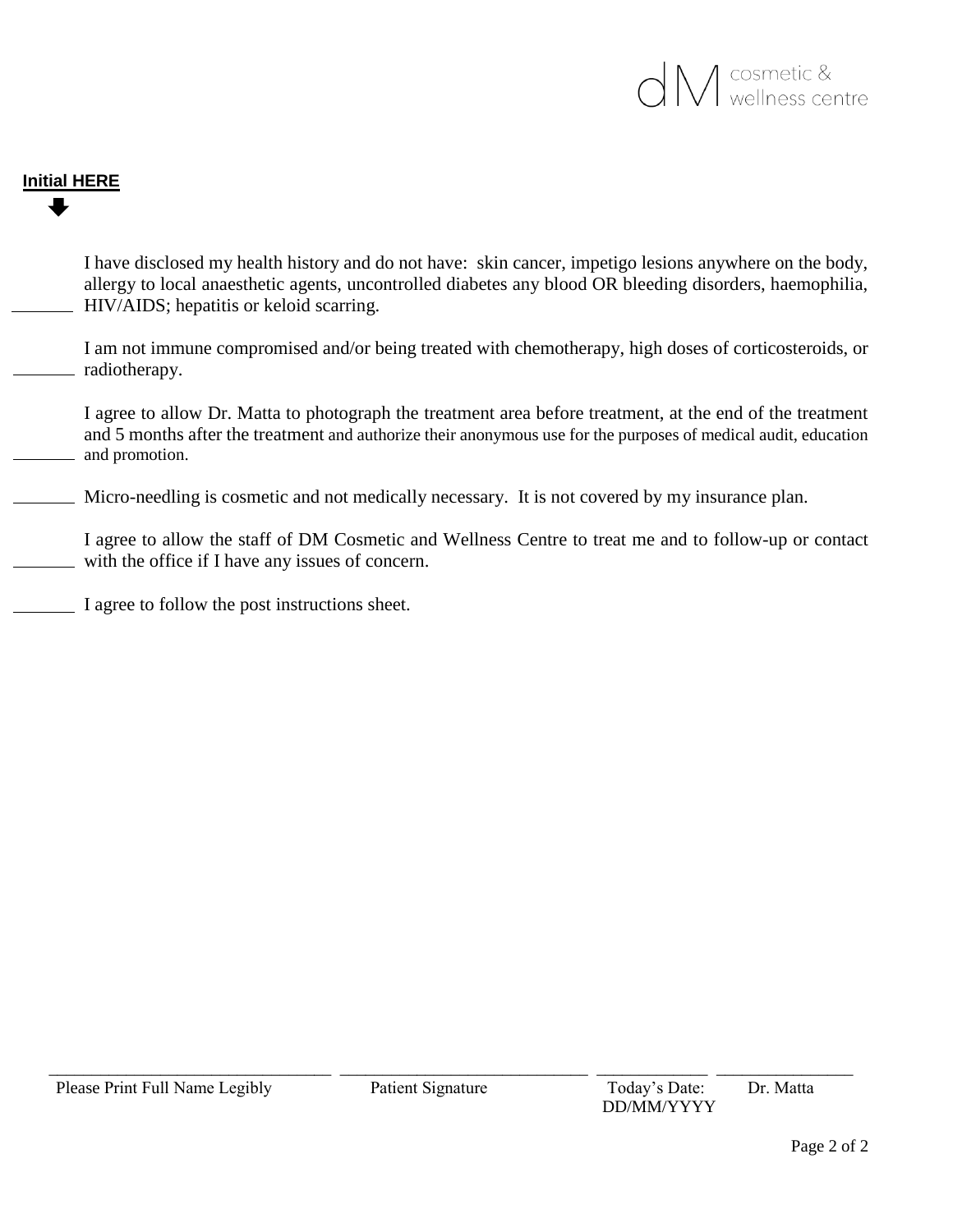**Initial HERE**

⬇

_______ I have disclosed my health history and do not have: skin cancer, impetigo lesions anywhere on the body, allergy to local anaesthetic agents, uncontrolled diabetes any blood OR bleeding disorders, haemophilia, HIV/AIDS; hepatitis or keloid scarring.

_______ I am not immune compromised and/or being treated with chemotherapy, high doses of corticosteroids, or radiotherapy.

_______ I agree to allow Dr. Matta to photograph the treatment area before treatment, at the end of the treatment and 5 months after the treatment and authorize their anonymous use for the purposes of medical audit, education and promotion.

_______ Micro-needling is cosmetic and not medically necessary. It is not covered by my insurance plan.

_______ I agree to allow the staff of DM Cosmetic and Wellness Centre to treat me and to follow-up or contact with the office if I have any issues of concern.

_______ I agree to follow the post instructions sheet.

| | | | |
|---|---|---|---|
| _________________________________ | _____________________________ | _____________ | _______________ |
| Please Print Full Name Legibly | Patient Signature | Today's Date: DD/MM/YYYY | Dr. Matta |